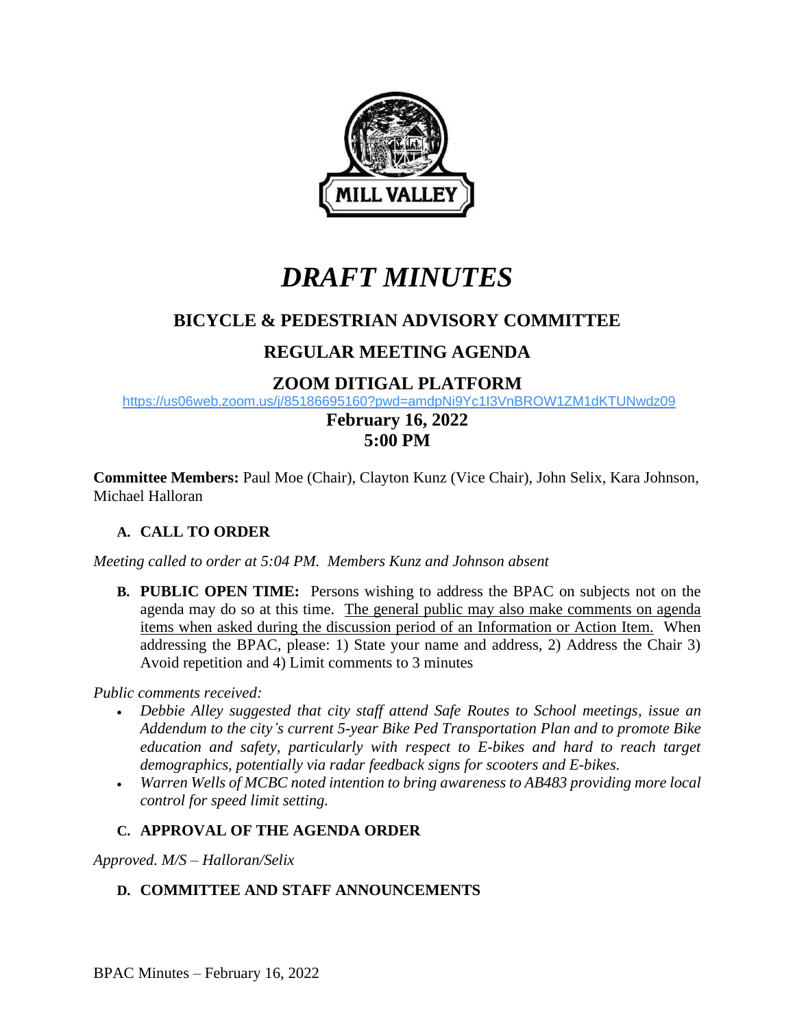MILL VALLEY

# *DRAFT MINUTES*

## BICYCLE & PEDESTRIAN ADVISORY COMMITTEE

## REGULAR MEETING AGENDA

## ZOOM DITIGAL PLATFORM

https://us06web.zoom.us/j/85186695160?pwd=amdpNi9Yc1I3VnBROW1ZM1dKTUNwdz09

**February 16, 2022**
**5:00 PM**

**Committee Members:** Paul Moe (Chair), Clayton Kunz (Vice Chair), John Selix, Kara Johnson, Michael Halloran

### A. CALL TO ORDER

*Meeting called to order at 5:04 PM. Members Kunz and Johnson absent*

### B. PUBLIC OPEN TIME:

Persons wishing to address the BPAC on subjects not on the agenda may do so at this time. The general public may also make comments on agenda items when asked during the discussion period of an Information or Action Item. When addressing the BPAC, please: 1) State your name and address, 2) Address the Chair 3) Avoid repetition and 4) Limit comments to 3 minutes

*Public comments received:*

- *Debbie Alley suggested that city staff attend Safe Routes to School meetings, issue an Addendum to the city's current 5-year Bike Ped Transportation Plan and to promote Bike education and safety, particularly with respect to E-bikes and hard to reach target demographics, potentially via radar feedback signs for scooters and E-bikes.*
- *Warren Wells of MCBC noted intention to bring awareness to AB483 providing more local control for speed limit setting.*

### C. APPROVAL OF THE AGENDA ORDER

*Approved. M/S – Halloran/Selix*

### D. COMMITTEE AND STAFF ANNOUNCEMENTS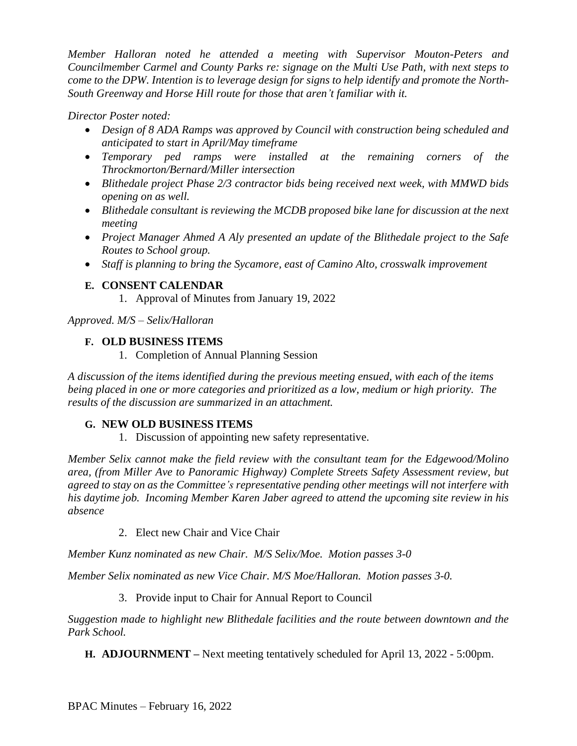*Member Halloran noted he attended a meeting with Supervisor Mouton-Peters and Councilmember Carmel and County Parks re: signage on the Multi Use Path, with next steps to come to the DPW. Intention is to leverage design for signs to help identify and promote the North-South Greenway and Horse Hill route for those that aren't familiar with it.*

*Director Poster noted:*

- *Design of 8 ADA Ramps was approved by Council with construction being scheduled and anticipated to start in April/May timeframe*
- *Temporary ped ramps were installed at the remaining corners of the Throckmorton/Bernard/Miller intersection*
- *Blithedale project Phase 2/3 contractor bids being received next week, with MMWD bids opening on as well.*
- *Blithedale consultant is reviewing the MCDB proposed bike lane for discussion at the next meeting*
- *Project Manager Ahmed A Aly presented an update of the Blithedale project to the Safe Routes to School group.*
- *Staff is planning to bring the Sycamore, east of Camino Alto, crosswalk improvement*

**E. CONSENT CALENDAR**

1. Approval of Minutes from January 19, 2022

*Approved. M/S – Selix/Halloran*

**F. OLD BUSINESS ITEMS**

1. Completion of Annual Planning Session

*A discussion of the items identified during the previous meeting ensued, with each of the items being placed in one or more categories and prioritized as a low, medium or high priority. The results of the discussion are summarized in an attachment.*

**G. NEW OLD BUSINESS ITEMS**

1. Discussion of appointing new safety representative.

*Member Selix cannot make the field review with the consultant team for the Edgewood/Molino area, (from Miller Ave to Panoramic Highway) Complete Streets Safety Assessment review, but agreed to stay on as the Committee's representative pending other meetings will not interfere with his daytime job. Incoming Member Karen Jaber agreed to attend the upcoming site review in his absence*

2. Elect new Chair and Vice Chair

*Member Kunz nominated as new Chair. M/S Selix/Moe. Motion passes 3-0*

*Member Selix nominated as new Vice Chair. M/S Moe/Halloran. Motion passes 3-0.*

3. Provide input to Chair for Annual Report to Council

*Suggestion made to highlight new Blithedale facilities and the route between downtown and the Park School.*

**H. ADJOURNMENT –** Next meeting tentatively scheduled for April 13, 2022 - 5:00pm.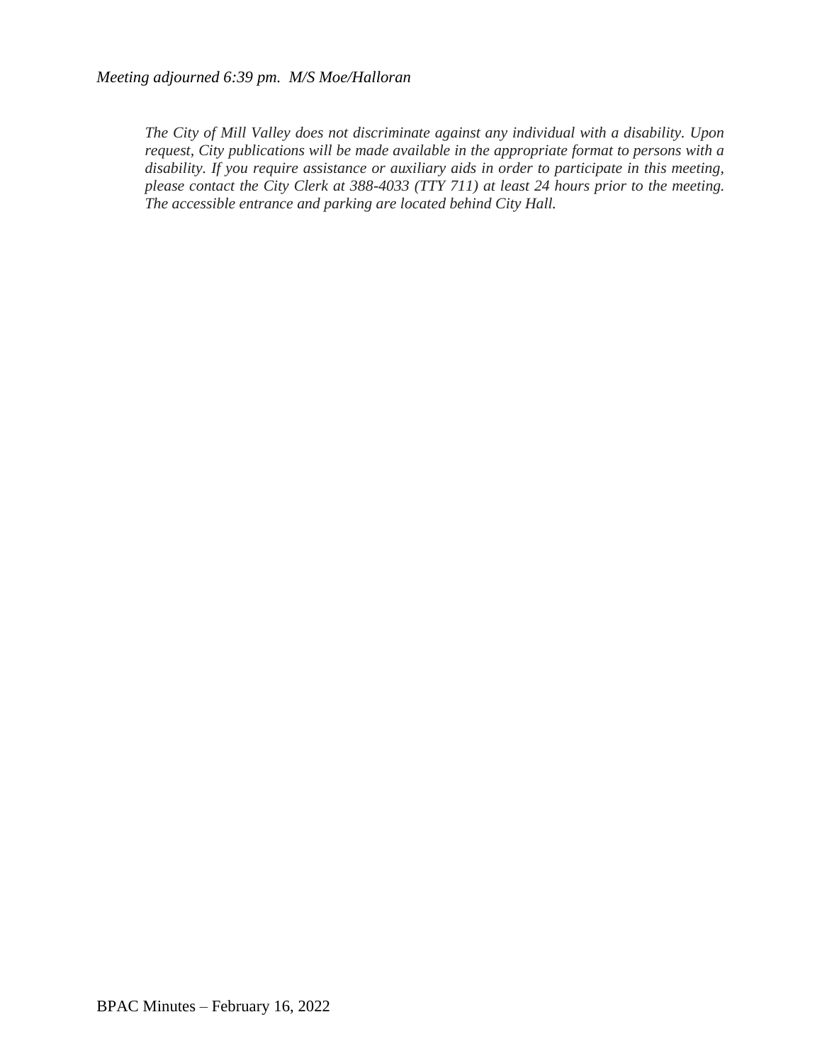*Meeting adjourned 6:39 pm. M/S Moe/Halloran*

> *The City of Mill Valley does not discriminate against any individual with a disability. Upon request, City publications will be made available in the appropriate format to persons with a disability. If you require assistance or auxiliary aids in order to participate in this meeting, please contact the City Clerk at 388-4033 (TTY 711) at least 24 hours prior to the meeting. The accessible entrance and parking are located behind City Hall.*